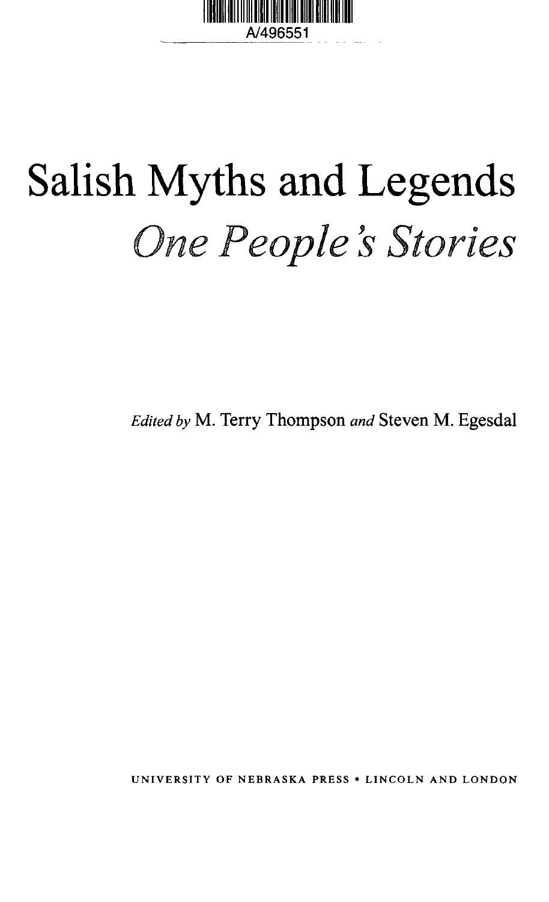A/496551

# Salish Myths and Legends

## *One People's Stories*

*Edited by* M. Terry Thompson *and* Steven M. Egesdal

UNIVERSITY OF NEBRASKA PRESS • LINCOLN AND LONDON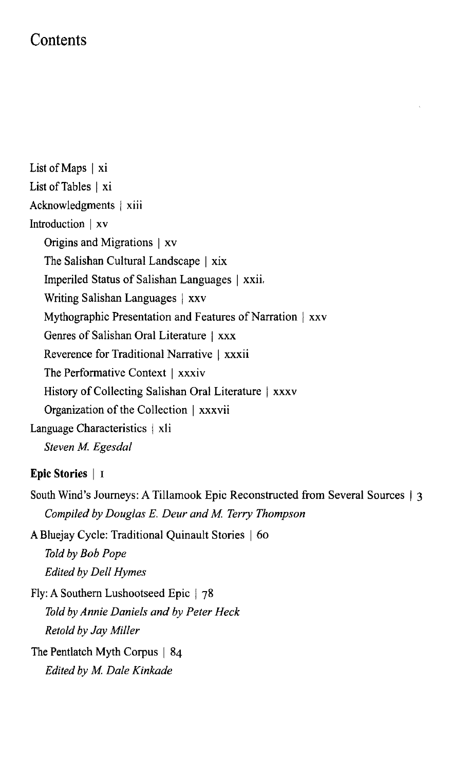# Contents

List of Maps | xi

List of Tables | xi

Acknowledgments | xiii

Introduction | xv

- Origins and Migrations | xv
- The Salishan Cultural Landscape | xix
- Imperiled Status of Salishan Languages | xxii
- Writing Salishan Languages | xxv
- Mythographic Presentation and Features of Narration | xxv
- Genres of Salishan Oral Literature | xxx
- Reverence for Traditional Narrative | xxxii
- The Performative Context | xxxiv
- History of Collecting Salishan Oral Literature | xxxv
- Organization of the Collection | xxxvii

Language Characteristics | xli
*Steven M. Egesdal*

**Epic Stories** | 1

South Wind's Journeys: A Tillamook Epic Reconstructed from Several Sources | 3
*Compiled by Douglas E. Deur and M. Terry Thompson*

A Bluejay Cycle: Traditional Quinault Stories | 60
*Told by Bob Pope*
*Edited by Dell Hymes*

Fly: A Southern Lushootseed Epic | 78
*Told by Annie Daniels and by Peter Heck*
*Retold by Jay Miller*

The Pentlatch Myth Corpus | 84
*Edited by M. Dale Kinkade*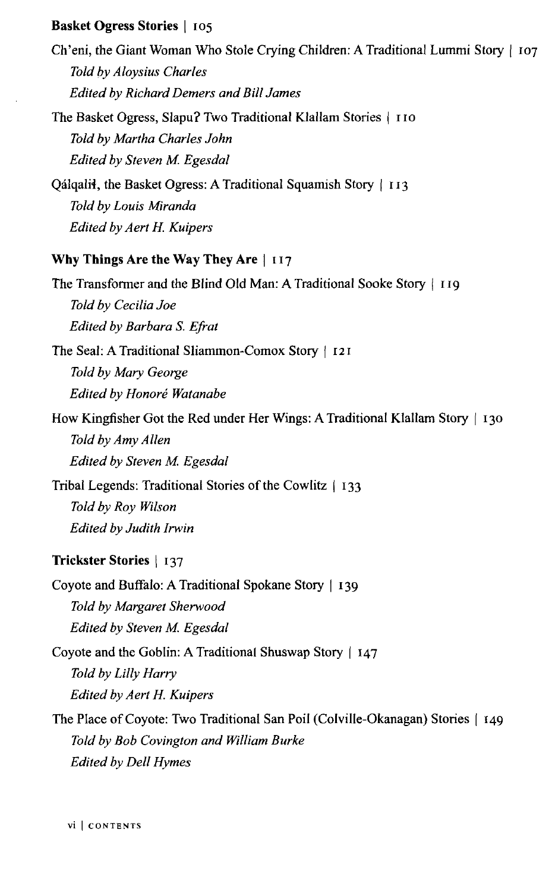**Basket Ogress Stories** | 105

Ch'eni, the Giant Woman Who Stole Crying Children: A Traditional Lummi Story | 107
*Told by Aloysius Charles*
*Edited by Richard Demers and Bill James*

The Basket Ogress, Slapuʔ Two Traditional Klallam Stories | 110
*Told by Martha Charles John*
*Edited by Steven M. Egesdal*

Qálqalił, the Basket Ogress: A Traditional Squamish Story | 113
*Told by Louis Miranda*
*Edited by Aert H. Kuipers*

**Why Things Are the Way They Are** | 117

The Transformer and the Blind Old Man: A Traditional Sooke Story | 119
*Told by Cecilia Joe*
*Edited by Barbara S. Efrat*

The Seal: A Traditional Sliammon-Comox Story | 121
*Told by Mary George*
*Edited by Honoré Watanabe*

How Kingfisher Got the Red under Her Wings: A Traditional Klallam Story | 130
*Told by Amy Allen*
*Edited by Steven M. Egesdal*

Tribal Legends: Traditional Stories of the Cowlitz | 133
*Told by Roy Wilson*
*Edited by Judith Irwin*

**Trickster Stories** | 137

Coyote and Buffalo: A Traditional Spokane Story | 139
*Told by Margaret Sherwood*
*Edited by Steven M. Egesdal*

Coyote and the Goblin: A Traditional Shuswap Story | 147
*Told by Lilly Harry*
*Edited by Aert H. Kuipers*

The Place of Coyote: Two Traditional San Poil (Colville-Okanagan) Stories | 149
*Told by Bob Covington and William Burke*
*Edited by Dell Hymes*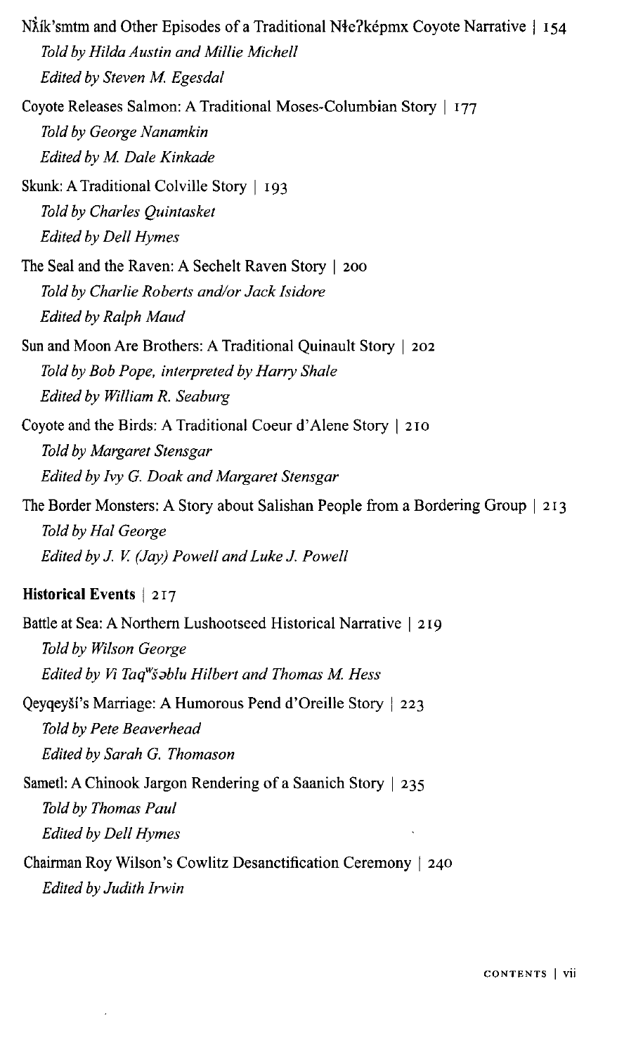Nƛ̓ík'smtm and Other Episodes of a Traditional Nłeʔképmx Coyote Narrative | 154
*Told by Hilda Austin and Millie Michell*
*Edited by Steven M. Egesdal*

Coyote Releases Salmon: A Traditional Moses-Columbian Story | 177
*Told by George Nanamkin*
*Edited by M. Dale Kinkade*

Skunk: A Traditional Colville Story | 193
*Told by Charles Quintasket*
*Edited by Dell Hymes*

The Seal and the Raven: A Sechelt Raven Story | 200
*Told by Charlie Roberts and/or Jack Isidore*
*Edited by Ralph Maud*

Sun and Moon Are Brothers: A Traditional Quinault Story | 202
*Told by Bob Pope, interpreted by Harry Shale*
*Edited by William R. Seaburg*

Coyote and the Birds: A Traditional Coeur d'Alene Story | 210
*Told by Margaret Stensgar*
*Edited by Ivy G. Doak and Margaret Stensgar*

The Border Monsters: A Story about Salishan People from a Bordering Group | 213
*Told by Hal George*
*Edited by J. V. (Jay) Powell and Luke J. Powell*

**Historical Events** | 217

Battle at Sea: A Northern Lushootseed Historical Narrative | 219
*Told by Wilson George*
*Edited by Vi Taqʷšəblu Hilbert and Thomas M. Hess*

Qeyqeyši's Marriage: A Humorous Pend d'Oreille Story | 223
*Told by Pete Beaverhead*
*Edited by Sarah G. Thomason*

Sametl: A Chinook Jargon Rendering of a Saanich Story | 235
*Told by Thomas Paul*
*Edited by Dell Hymes*

Chairman Roy Wilson's Cowlitz Desanctification Ceremony | 240
*Edited by Judith Irwin*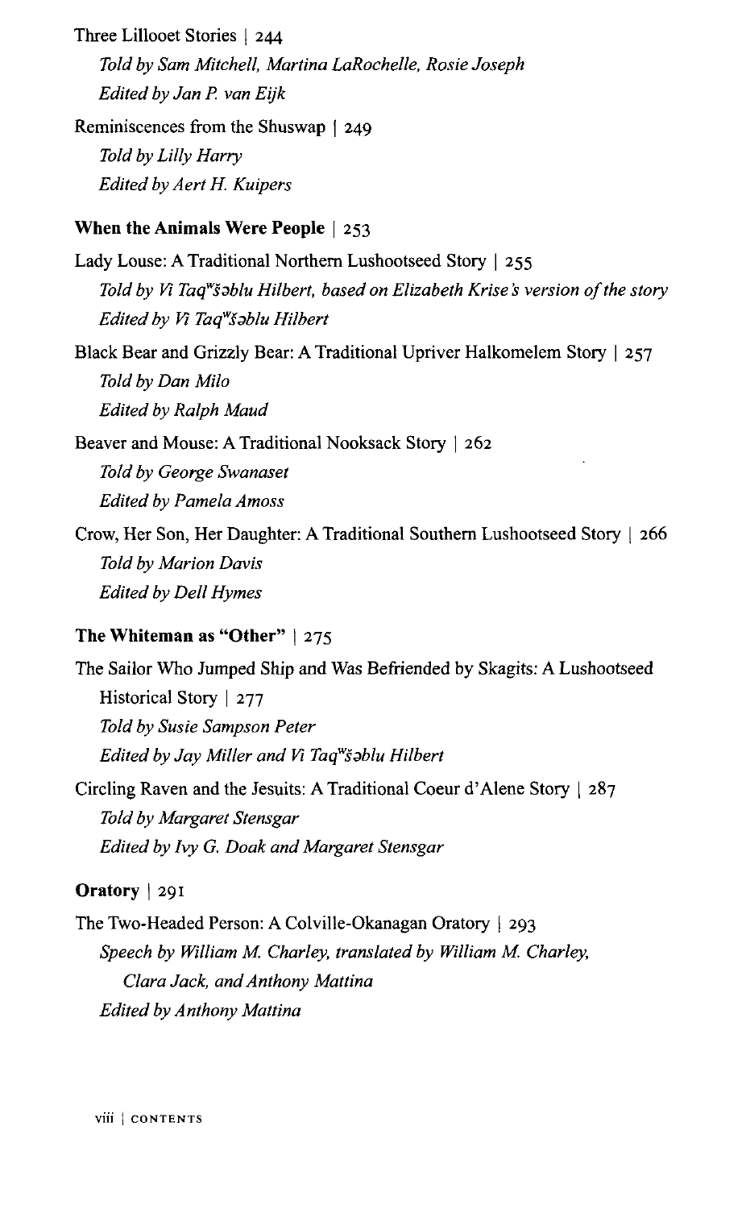Three Lillooet Stories | 244

*Told by Sam Mitchell, Martina LaRochelle, Rosie Joseph*

*Edited by Jan P. van Eijk*

Reminiscences from the Shuswap | 249

*Told by Lilly Harry*

*Edited by Aert H. Kuipers*

**When the Animals Were People** | 253

Lady Louse: A Traditional Northern Lushootseed Story | 255

*Told by Vi Taqʷšəblu Hilbert, based on Elizabeth Krise's version of the story*

*Edited by Vi Taqʷšəblu Hilbert*

Black Bear and Grizzly Bear: A Traditional Upriver Halkomelem Story | 257

*Told by Dan Milo*

*Edited by Ralph Maud*

Beaver and Mouse: A Traditional Nooksack Story | 262

*Told by George Swanaset*

*Edited by Pamela Amoss*

Crow, Her Son, Her Daughter: A Traditional Southern Lushootseed Story | 266

*Told by Marion Davis*

*Edited by Dell Hymes*

**The Whiteman as "Other"** | 275

The Sailor Who Jumped Ship and Was Befriended by Skagits: A Lushootseed Historical Story | 277

*Told by Susie Sampson Peter*

*Edited by Jay Miller and Vi Taqʷšəblu Hilbert*

Circling Raven and the Jesuits: A Traditional Coeur d'Alene Story | 287

*Told by Margaret Stensgar*

*Edited by Ivy G. Doak and Margaret Stensgar*

**Oratory** | 291

The Two-Headed Person: A Colville-Okanagan Oratory | 293

*Speech by William M. Charley, translated by William M. Charley, Clara Jack, and Anthony Mattina*

*Edited by Anthony Mattina*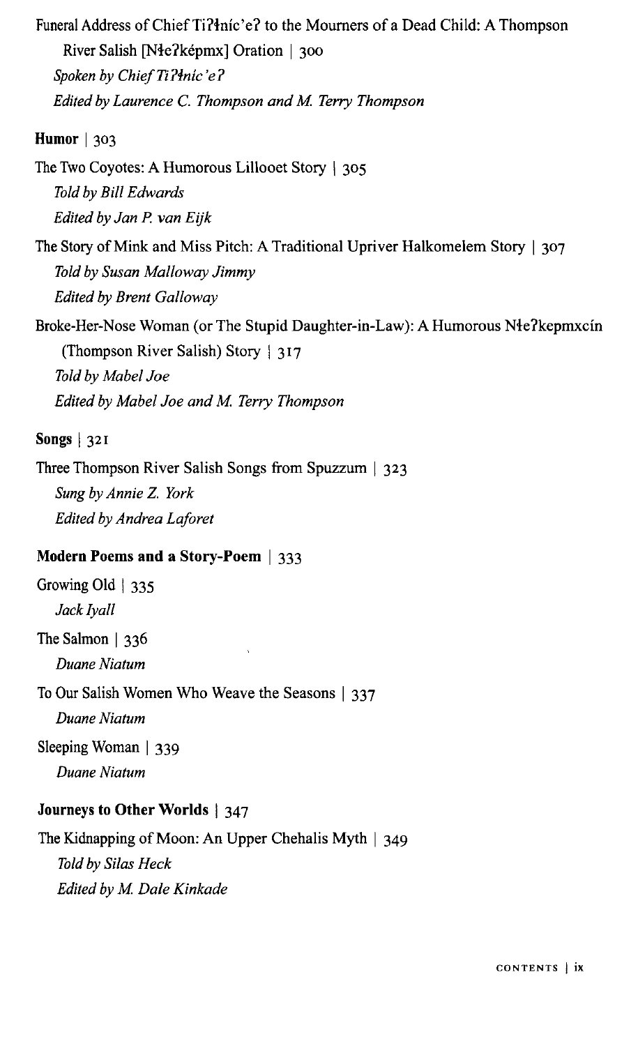Funeral Address of Chief Tiʔɬníc'eʔ to the Mourners of a Dead Child: A Thompson River Salish [Nɬeʔképmx] Oration | 300
*Spoken by Chief Tiʔɬnic'eʔ*
*Edited by Laurence C. Thompson and M. Terry Thompson*

**Humor** | 303

The Two Coyotes: A Humorous Lillooet Story | 305
*Told by Bill Edwards*
*Edited by Jan P. van Eijk*

The Story of Mink and Miss Pitch: A Traditional Upriver Halkomelem Story | 307
*Told by Susan Malloway Jimmy*
*Edited by Brent Galloway*

Broke-Her-Nose Woman (or The Stupid Daughter-in-Law): A Humorous Nɬeʔkepmxcín (Thompson River Salish) Story | 317
*Told by Mabel Joe*
*Edited by Mabel Joe and M. Terry Thompson*

**Songs** | 321

Three Thompson River Salish Songs from Spuzzum | 323
*Sung by Annie Z. York*
*Edited by Andrea Laforet*

**Modern Poems and a Story-Poem** | 333

Growing Old | 335
*Jack Iyall*

The Salmon | 336
*Duane Niatum*

To Our Salish Women Who Weave the Seasons | 337
*Duane Niatum*

Sleeping Woman | 339
*Duane Niatum*

**Journeys to Other Worlds** | 347

The Kidnapping of Moon: An Upper Chehalis Myth | 349
*Told by Silas Heck*
*Edited by M. Dale Kinkade*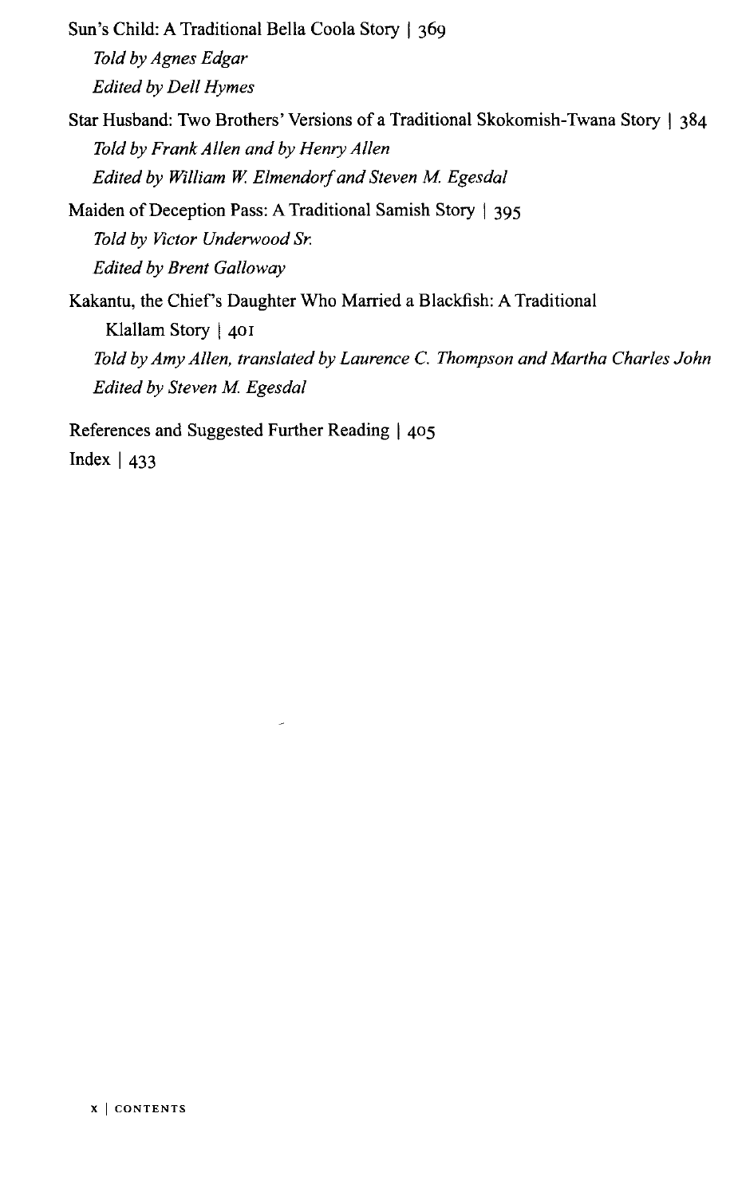Sun's Child: A Traditional Bella Coola Story | 369

*Told by Agnes Edgar*

*Edited by Dell Hymes*

Star Husband: Two Brothers' Versions of a Traditional Skokomish-Twana Story | 384

*Told by Frank Allen and by Henry Allen*

*Edited by William W. Elmendorf and Steven M. Egesdal*

Maiden of Deception Pass: A Traditional Samish Story | 395

*Told by Victor Underwood Sr.*

*Edited by Brent Galloway*

Kakantu, the Chief's Daughter Who Married a Blackfish: A Traditional Klallam Story | 401

*Told by Amy Allen, translated by Laurence C. Thompson and Martha Charles John*

*Edited by Steven M. Egesdal*

References and Suggested Further Reading | 405

Index | 433